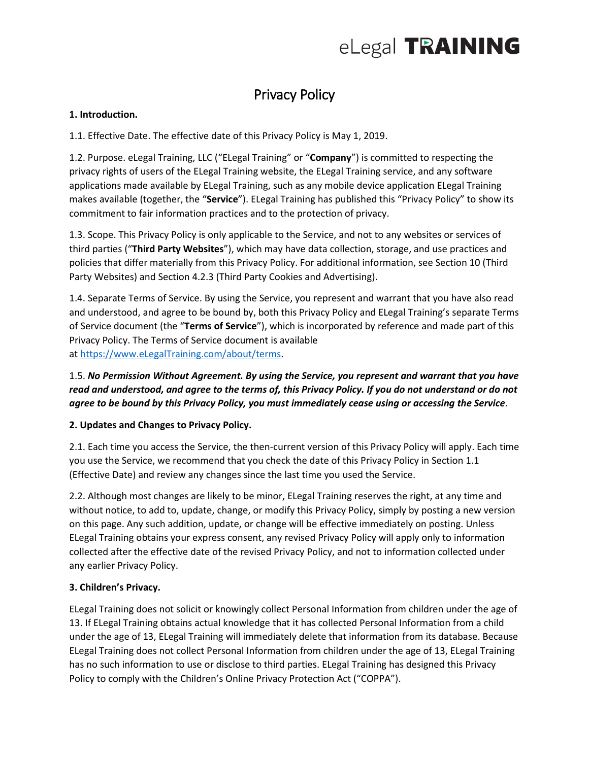eLegal TRAINING

# Privacy Policy

**1. Introduction.**

1.1. Effective Date. The effective date of this Privacy Policy is May 1, 2019.

1.2. Purpose. eLegal Training, LLC ("ELegal Training" or "**Company**") is committed to respecting the privacy rights of users of the ELegal Training website, the ELegal Training service, and any software applications made available by ELegal Training, such as any mobile device application ELegal Training makes available (together, the "**Service**"). ELegal Training has published this "Privacy Policy" to show its commitment to fair information practices and to the protection of privacy.

1.3. Scope. This Privacy Policy is only applicable to the Service, and not to any websites or services of third parties ("**Third Party Websites**"), which may have data collection, storage, and use practices and policies that differ materially from this Privacy Policy. For additional information, see Section 10 (Third Party Websites) and Section 4.2.3 (Third Party Cookies and Advertising).

1.4. Separate Terms of Service. By using the Service, you represent and warrant that you have also read and understood, and agree to be bound by, both this Privacy Policy and ELegal Training's separate Terms of Service document (the "**Terms of Service**"), which is incorporated by reference and made part of this Privacy Policy. The Terms of Service document is available at https://www.eLegalTraining.com/about/terms.

1.5. ***No Permission Without Agreement. By using the Service, you represent and warrant that you have read and understood, and agree to the terms of, this Privacy Policy. If you do not understand or do not agree to be bound by this Privacy Policy, you must immediately cease using or accessing the Service***.

**2. Updates and Changes to Privacy Policy.**

2.1. Each time you access the Service, the then-current version of this Privacy Policy will apply. Each time you use the Service, we recommend that you check the date of this Privacy Policy in Section 1.1 (Effective Date) and review any changes since the last time you used the Service.

2.2. Although most changes are likely to be minor, ELegal Training reserves the right, at any time and without notice, to add to, update, change, or modify this Privacy Policy, simply by posting a new version on this page. Any such addition, update, or change will be effective immediately on posting. Unless ELegal Training obtains your express consent, any revised Privacy Policy will apply only to information collected after the effective date of the revised Privacy Policy, and not to information collected under any earlier Privacy Policy.

**3. Children's Privacy.**

ELegal Training does not solicit or knowingly collect Personal Information from children under the age of 13. If ELegal Training obtains actual knowledge that it has collected Personal Information from a child under the age of 13, ELegal Training will immediately delete that information from its database. Because ELegal Training does not collect Personal Information from children under the age of 13, ELegal Training has no such information to use or disclose to third parties. ELegal Training has designed this Privacy Policy to comply with the Children's Online Privacy Protection Act ("COPPA").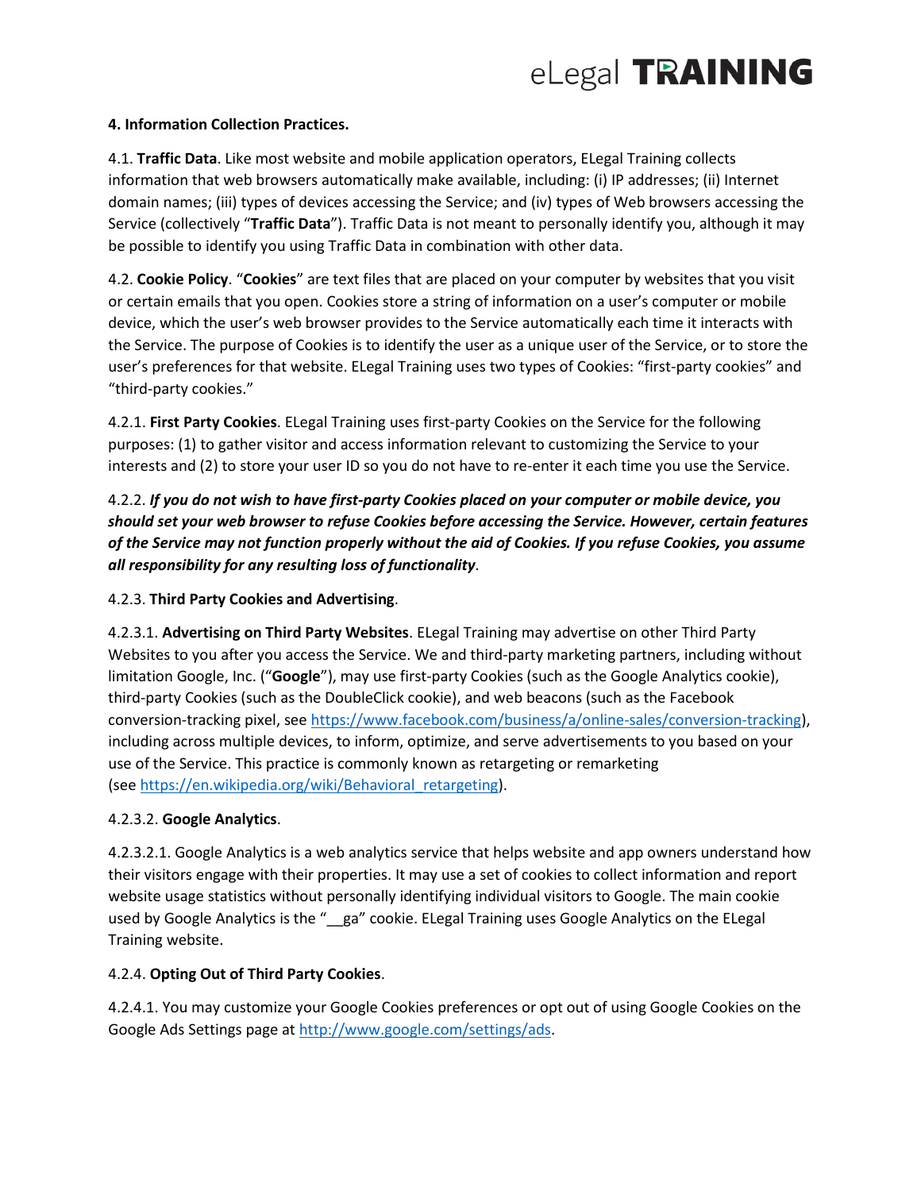**4. Information Collection Practices.**

4.1. **Traffic Data**. Like most website and mobile application operators, ELegal Training collects information that web browsers automatically make available, including: (i) IP addresses; (ii) Internet domain names; (iii) types of devices accessing the Service; and (iv) types of Web browsers accessing the Service (collectively "**Traffic Data**"). Traffic Data is not meant to personally identify you, although it may be possible to identify you using Traffic Data in combination with other data.

4.2. **Cookie Policy**. "**Cookies**" are text files that are placed on your computer by websites that you visit or certain emails that you open. Cookies store a string of information on a user's computer or mobile device, which the user's web browser provides to the Service automatically each time it interacts with the Service. The purpose of Cookies is to identify the user as a unique user of the Service, or to store the user's preferences for that website. ELegal Training uses two types of Cookies: "first-party cookies" and "third-party cookies."

4.2.1. **First Party Cookies**. ELegal Training uses first-party Cookies on the Service for the following purposes: (1) to gather visitor and access information relevant to customizing the Service to your interests and (2) to store your user ID so you do not have to re-enter it each time you use the Service.

4.2.2. ***If you do not wish to have first-party Cookies placed on your computer or mobile device, you should set your web browser to refuse Cookies before accessing the Service. However, certain features of the Service may not function properly without the aid of Cookies. If you refuse Cookies, you assume all responsibility for any resulting loss of functionality***.

4.2.3. **Third Party Cookies and Advertising**.

4.2.3.1. **Advertising on Third Party Websites**. ELegal Training may advertise on other Third Party Websites to you after you access the Service. We and third-party marketing partners, including without limitation Google, Inc. ("**Google**"), may use first-party Cookies (such as the Google Analytics cookie), third-party Cookies (such as the DoubleClick cookie), and web beacons (such as the Facebook conversion-tracking pixel, see [https://www.facebook.com/business/a/online-sales/conversion-tracking](https://www.facebook.com/business/a/online-sales/conversion-tracking)), including across multiple devices, to inform, optimize, and serve advertisements to you based on your use of the Service. This practice is commonly known as retargeting or remarketing (see [https://en.wikipedia.org/wiki/Behavioral_retargeting](https://en.wikipedia.org/wiki/Behavioral_retargeting)).

4.2.3.2. **Google Analytics**.

4.2.3.2.1. Google Analytics is a web analytics service that helps website and app owners understand how their visitors engage with their properties. It may use a set of cookies to collect information and report website usage statistics without personally identifying individual visitors to Google. The main cookie used by Google Analytics is the "__ga" cookie. ELegal Training uses Google Analytics on the ELegal Training website.

4.2.4. **Opting Out of Third Party Cookies**.

4.2.4.1. You may customize your Google Cookies preferences or opt out of using Google Cookies on the Google Ads Settings page at [http://www.google.com/settings/ads](http://www.google.com/settings/ads).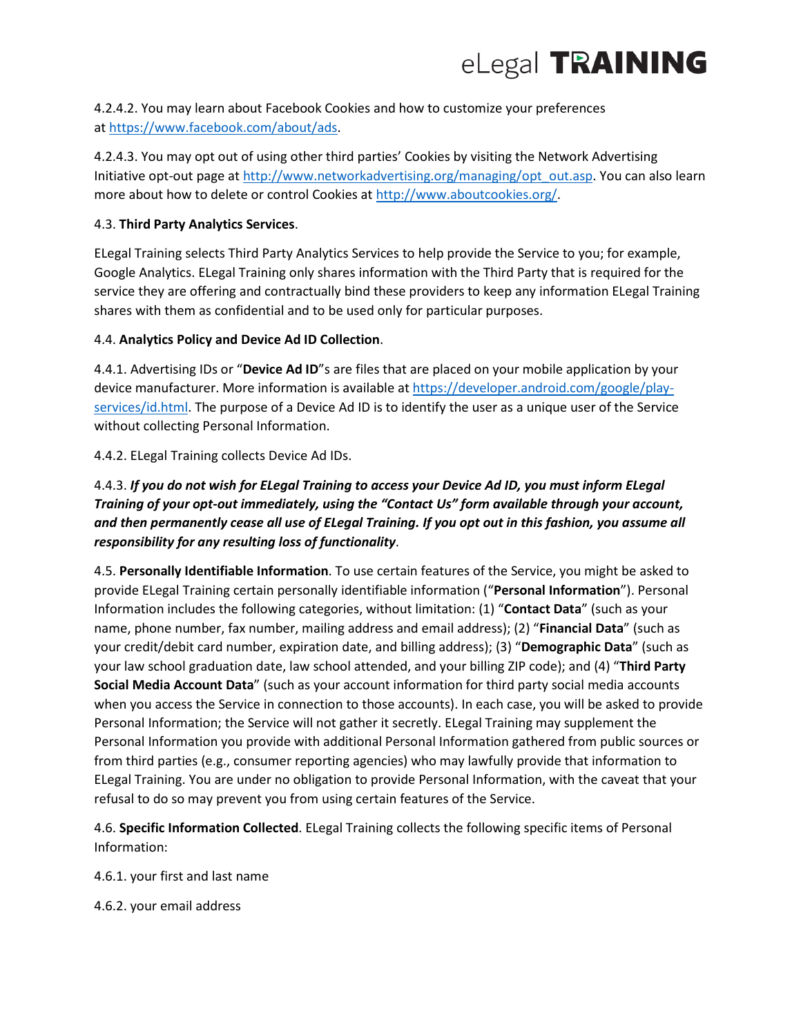4.2.4.2. You may learn about Facebook Cookies and how to customize your preferences at [https://www.facebook.com/about/ads](https://www.facebook.com/about/ads).

4.2.4.3. You may opt out of using other third parties' Cookies by visiting the Network Advertising Initiative opt-out page at [http://www.networkadvertising.org/managing/opt_out.asp](http://www.networkadvertising.org/managing/opt_out.asp). You can also learn more about how to delete or control Cookies at [http://www.aboutcookies.org/](http://www.aboutcookies.org/).

4.3. **Third Party Analytics Services**.

ELegal Training selects Third Party Analytics Services to help provide the Service to you; for example, Google Analytics. ELegal Training only shares information with the Third Party that is required for the service they are offering and contractually bind these providers to keep any information ELegal Training shares with them as confidential and to be used only for particular purposes.

4.4. **Analytics Policy and Device Ad ID Collection**.

4.4.1. Advertising IDs or "**Device Ad ID**"s are files that are placed on your mobile application by your device manufacturer. More information is available at [https://developer.android.com/google/play-services/id.html](https://developer.android.com/google/play-services/id.html). The purpose of a Device Ad ID is to identify the user as a unique user of the Service without collecting Personal Information.

4.4.2. ELegal Training collects Device Ad IDs.

4.4.3. ***If you do not wish for ELegal Training to access your Device Ad ID, you must inform ELegal Training of your opt-out immediately, using the "Contact Us" form available through your account, and then permanently cease all use of ELegal Training. If you opt out in this fashion, you assume all responsibility for any resulting loss of functionality***.

4.5. **Personally Identifiable Information**. To use certain features of the Service, you might be asked to provide ELegal Training certain personally identifiable information ("**Personal Information**"). Personal Information includes the following categories, without limitation: (1) "**Contact Data**" (such as your name, phone number, fax number, mailing address and email address); (2) "**Financial Data**" (such as your credit/debit card number, expiration date, and billing address); (3) "**Demographic Data**" (such as your law school graduation date, law school attended, and your billing ZIP code); and (4) "**Third Party Social Media Account Data**" (such as your account information for third party social media accounts when you access the Service in connection to those accounts). In each case, you will be asked to provide Personal Information; the Service will not gather it secretly. ELegal Training may supplement the Personal Information you provide with additional Personal Information gathered from public sources or from third parties (e.g., consumer reporting agencies) who may lawfully provide that information to ELegal Training. You are under no obligation to provide Personal Information, with the caveat that your refusal to do so may prevent you from using certain features of the Service.

4.6. **Specific Information Collected**. ELegal Training collects the following specific items of Personal Information:

4.6.1. your first and last name

4.6.2. your email address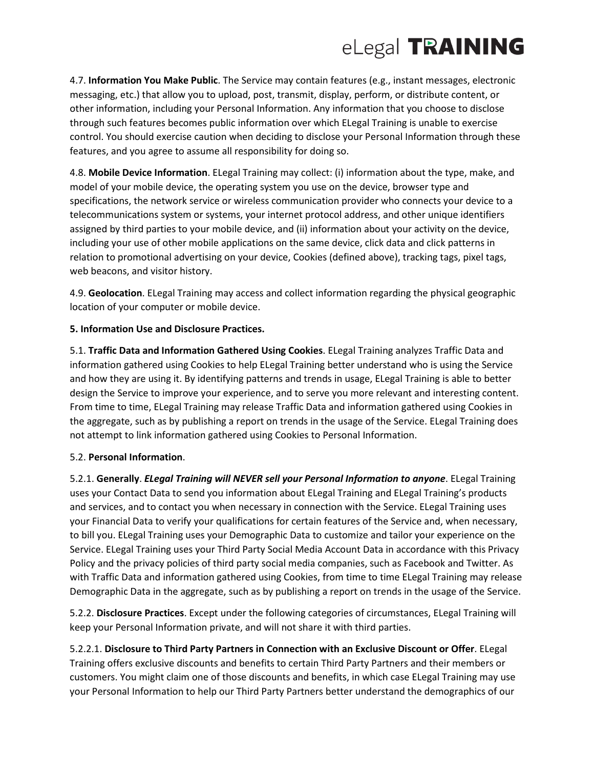4.7. **Information You Make Public**. The Service may contain features (e.g., instant messages, electronic messaging, etc.) that allow you to upload, post, transmit, display, perform, or distribute content, or other information, including your Personal Information. Any information that you choose to disclose through such features becomes public information over which ELegal Training is unable to exercise control. You should exercise caution when deciding to disclose your Personal Information through these features, and you agree to assume all responsibility for doing so.

4.8. **Mobile Device Information**. ELegal Training may collect: (i) information about the type, make, and model of your mobile device, the operating system you use on the device, browser type and specifications, the network service or wireless communication provider who connects your device to a telecommunications system or systems, your internet protocol address, and other unique identifiers assigned by third parties to your mobile device, and (ii) information about your activity on the device, including your use of other mobile applications on the same device, click data and click patterns in relation to promotional advertising on your device, Cookies (defined above), tracking tags, pixel tags, web beacons, and visitor history.

4.9. **Geolocation**. ELegal Training may access and collect information regarding the physical geographic location of your computer or mobile device.

**5. Information Use and Disclosure Practices.**

5.1. **Traffic Data and Information Gathered Using Cookies**. ELegal Training analyzes Traffic Data and information gathered using Cookies to help ELegal Training better understand who is using the Service and how they are using it. By identifying patterns and trends in usage, ELegal Training is able to better design the Service to improve your experience, and to serve you more relevant and interesting content. From time to time, ELegal Training may release Traffic Data and information gathered using Cookies in the aggregate, such as by publishing a report on trends in the usage of the Service. ELegal Training does not attempt to link information gathered using Cookies to Personal Information.

5.2. **Personal Information**.

5.2.1. **Generally**. ***ELegal Training will NEVER sell your Personal Information to anyone***. ELegal Training uses your Contact Data to send you information about ELegal Training and ELegal Training's products and services, and to contact you when necessary in connection with the Service. ELegal Training uses your Financial Data to verify your qualifications for certain features of the Service and, when necessary, to bill you. ELegal Training uses your Demographic Data to customize and tailor your experience on the Service. ELegal Training uses your Third Party Social Media Account Data in accordance with this Privacy Policy and the privacy policies of third party social media companies, such as Facebook and Twitter. As with Traffic Data and information gathered using Cookies, from time to time ELegal Training may release Demographic Data in the aggregate, such as by publishing a report on trends in the usage of the Service.

5.2.2. **Disclosure Practices**. Except under the following categories of circumstances, ELegal Training will keep your Personal Information private, and will not share it with third parties.

5.2.2.1. **Disclosure to Third Party Partners in Connection with an Exclusive Discount or Offer**. ELegal Training offers exclusive discounts and benefits to certain Third Party Partners and their members or customers. You might claim one of those discounts and benefits, in which case ELegal Training may use your Personal Information to help our Third Party Partners better understand the demographics of our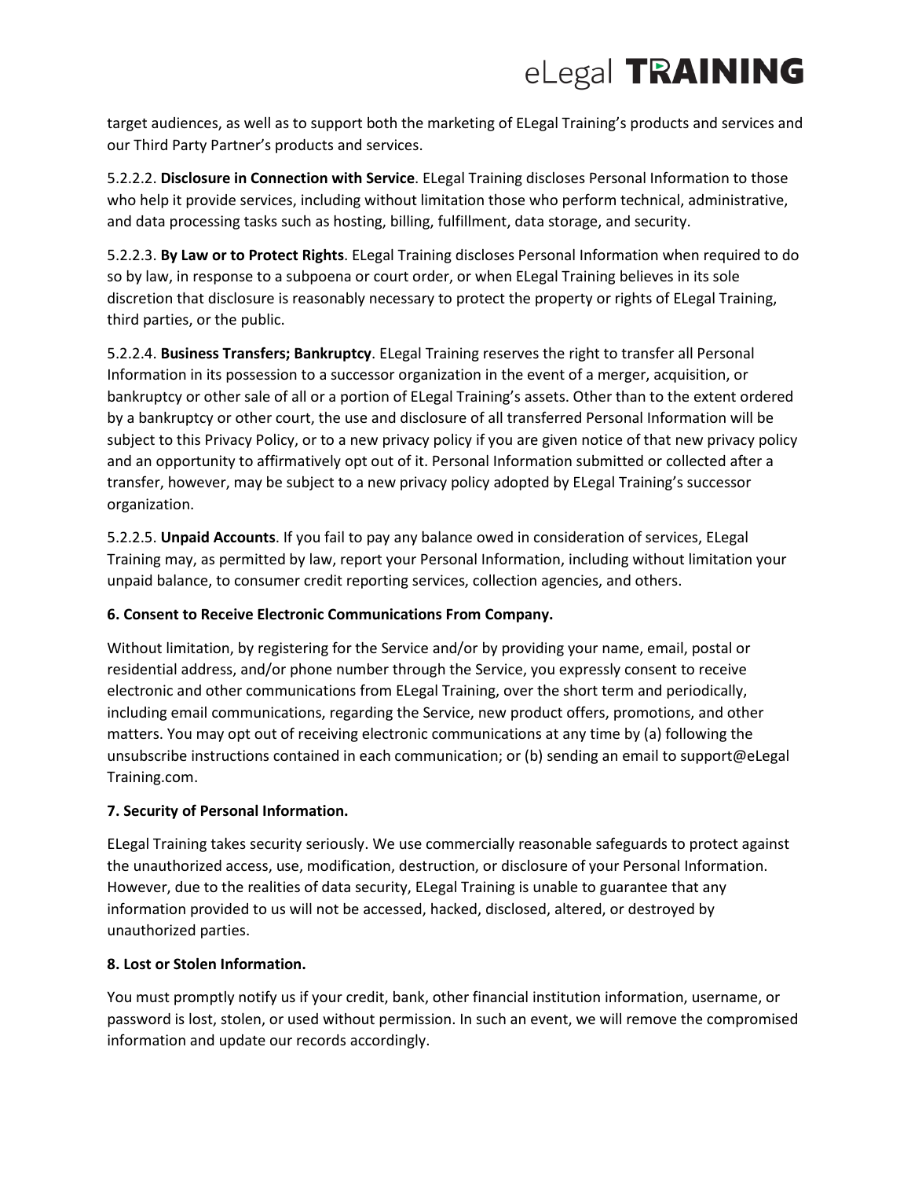target audiences, as well as to support both the marketing of ELegal Training's products and services and our Third Party Partner's products and services.

5.2.2.2. **Disclosure in Connection with Service**. ELegal Training discloses Personal Information to those who help it provide services, including without limitation those who perform technical, administrative, and data processing tasks such as hosting, billing, fulfillment, data storage, and security.

5.2.2.3. **By Law or to Protect Rights**. ELegal Training discloses Personal Information when required to do so by law, in response to a subpoena or court order, or when ELegal Training believes in its sole discretion that disclosure is reasonably necessary to protect the property or rights of ELegal Training, third parties, or the public.

5.2.2.4. **Business Transfers; Bankruptcy**. ELegal Training reserves the right to transfer all Personal Information in its possession to a successor organization in the event of a merger, acquisition, or bankruptcy or other sale of all or a portion of ELegal Training's assets. Other than to the extent ordered by a bankruptcy or other court, the use and disclosure of all transferred Personal Information will be subject to this Privacy Policy, or to a new privacy policy if you are given notice of that new privacy policy and an opportunity to affirmatively opt out of it. Personal Information submitted or collected after a transfer, however, may be subject to a new privacy policy adopted by ELegal Training's successor organization.

5.2.2.5. **Unpaid Accounts**. If you fail to pay any balance owed in consideration of services, ELegal Training may, as permitted by law, report your Personal Information, including without limitation your unpaid balance, to consumer credit reporting services, collection agencies, and others.

**6. Consent to Receive Electronic Communications From Company.**

Without limitation, by registering for the Service and/or by providing your name, email, postal or residential address, and/or phone number through the Service, you expressly consent to receive electronic and other communications from ELegal Training, over the short term and periodically, including email communications, regarding the Service, new product offers, promotions, and other matters. You may opt out of receiving electronic communications at any time by (a) following the unsubscribe instructions contained in each communication; or (b) sending an email to support@eLegal Training.com.

**7. Security of Personal Information.**

ELegal Training takes security seriously. We use commercially reasonable safeguards to protect against the unauthorized access, use, modification, destruction, or disclosure of your Personal Information. However, due to the realities of data security, ELegal Training is unable to guarantee that any information provided to us will not be accessed, hacked, disclosed, altered, or destroyed by unauthorized parties.

**8. Lost or Stolen Information.**

You must promptly notify us if your credit, bank, other financial institution information, username, or password is lost, stolen, or used without permission. In such an event, we will remove the compromised information and update our records accordingly.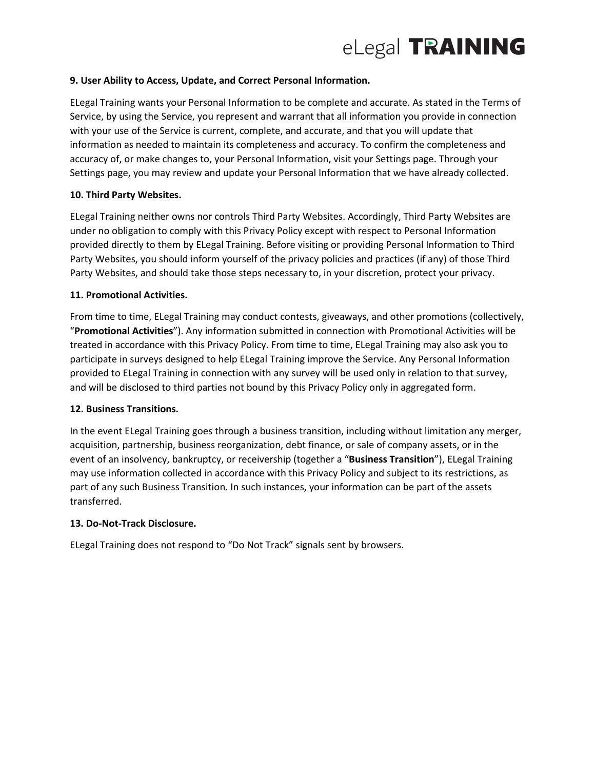**9. User Ability to Access, Update, and Correct Personal Information.**

ELegal Training wants your Personal Information to be complete and accurate. As stated in the Terms of Service, by using the Service, you represent and warrant that all information you provide in connection with your use of the Service is current, complete, and accurate, and that you will update that information as needed to maintain its completeness and accuracy. To confirm the completeness and accuracy of, or make changes to, your Personal Information, visit your Settings page. Through your Settings page, you may review and update your Personal Information that we have already collected.

**10. Third Party Websites.**

ELegal Training neither owns nor controls Third Party Websites. Accordingly, Third Party Websites are under no obligation to comply with this Privacy Policy except with respect to Personal Information provided directly to them by ELegal Training. Before visiting or providing Personal Information to Third Party Websites, you should inform yourself of the privacy policies and practices (if any) of those Third Party Websites, and should take those steps necessary to, in your discretion, protect your privacy.

**11. Promotional Activities.**

From time to time, ELegal Training may conduct contests, giveaways, and other promotions (collectively, "**Promotional Activities**"). Any information submitted in connection with Promotional Activities will be treated in accordance with this Privacy Policy. From time to time, ELegal Training may also ask you to participate in surveys designed to help ELegal Training improve the Service. Any Personal Information provided to ELegal Training in connection with any survey will be used only in relation to that survey, and will be disclosed to third parties not bound by this Privacy Policy only in aggregated form.

**12. Business Transitions.**

In the event ELegal Training goes through a business transition, including without limitation any merger, acquisition, partnership, business reorganization, debt finance, or sale of company assets, or in the event of an insolvency, bankruptcy, or receivership (together a "**Business Transition**"), ELegal Training may use information collected in accordance with this Privacy Policy and subject to its restrictions, as part of any such Business Transition. In such instances, your information can be part of the assets transferred.

**13. Do-Not-Track Disclosure.**

ELegal Training does not respond to "Do Not Track" signals sent by browsers.